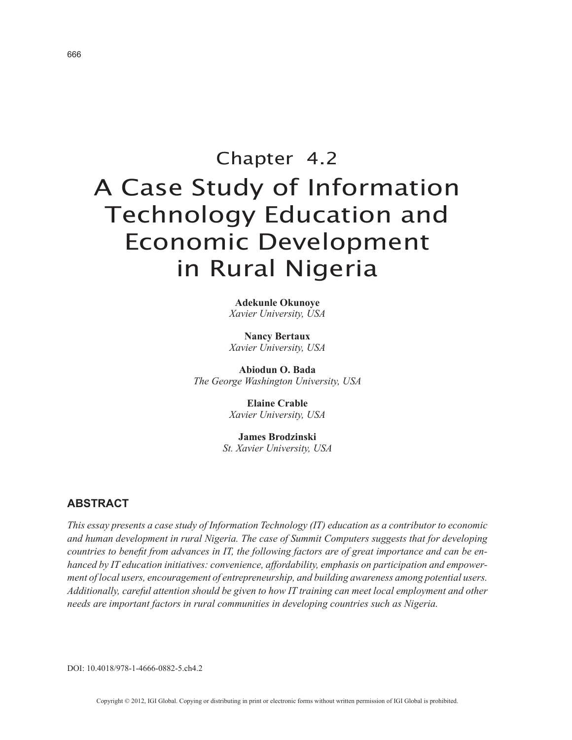# Chapter 4.2
# A Case Study of Information Technology Education and Economic Development in Rural Nigeria

**Adekunle Okunoye**
*Xavier University, USA*

**Nancy Bertaux**
*Xavier University, USA*

**Abiodun O. Bada**
*The George Washington University, USA*

**Elaine Crable**
*Xavier University, USA*

**James Brodzinski**
*St. Xavier University, USA*

## ABSTRACT

*This essay presents a case study of Information Technology (IT) education as a contributor to economic and human development in rural Nigeria. The case of Summit Computers suggests that for developing countries to benefit from advances in IT, the following factors are of great importance and can be enhanced by IT education initiatives: convenience, affordability, emphasis on participation and empowerment of local users, encouragement of entrepreneurship, and building awareness among potential users. Additionally, careful attention should be given to how IT training can meet local employment and other needs are important factors in rural communities in developing countries such as Nigeria.*

DOI: 10.4018/978-1-4666-0882-5.ch4.2

Copyright © 2012, IGI Global. Copying or distributing in print or electronic forms without written permission of IGI Global is prohibited.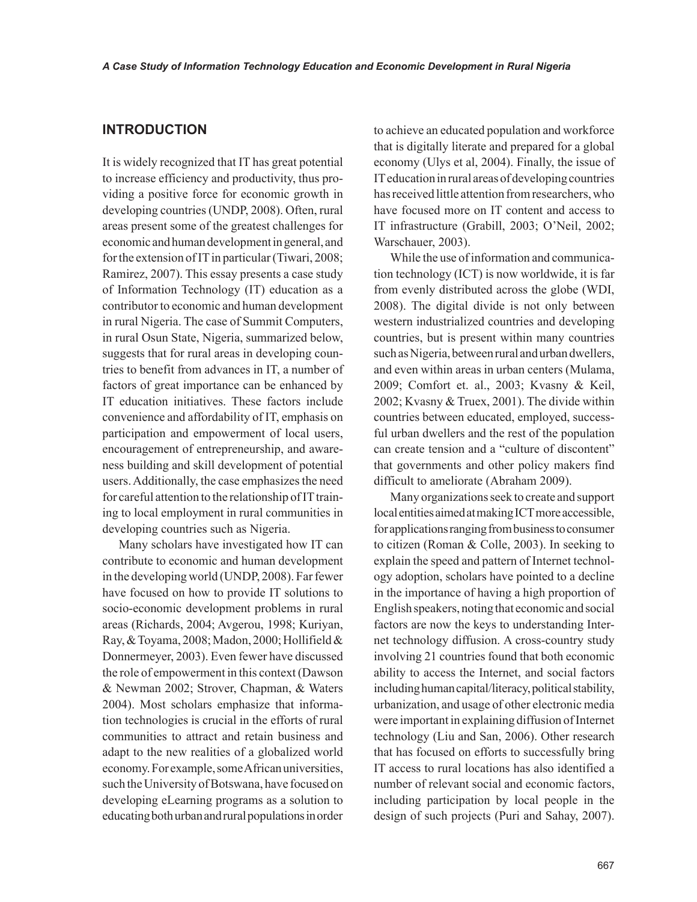## INTRODUCTION

It is widely recognized that IT has great potential to increase efficiency and productivity, thus providing a positive force for economic growth in developing countries (UNDP, 2008). Often, rural areas present some of the greatest challenges for economic and human development in general, and for the extension of IT in particular (Tiwari, 2008; Ramirez, 2007). This essay presents a case study of Information Technology (IT) education as a contributor to economic and human development in rural Nigeria. The case of Summit Computers, in rural Osun State, Nigeria, summarized below, suggests that for rural areas in developing countries to benefit from advances in IT, a number of factors of great importance can be enhanced by IT education initiatives. These factors include convenience and affordability of IT, emphasis on participation and empowerment of local users, encouragement of entrepreneurship, and awareness building and skill development of potential users. Additionally, the case emphasizes the need for careful attention to the relationship of IT training to local employment in rural communities in developing countries such as Nigeria.

Many scholars have investigated how IT can contribute to economic and human development in the developing world (UNDP, 2008). Far fewer have focused on how to provide IT solutions to socio-economic development problems in rural areas (Richards, 2004; Avgerou, 1998; Kuriyan, Ray, & Toyama, 2008; Madon, 2000; Hollifield & Donnermeyer, 2003). Even fewer have discussed the role of empowerment in this context (Dawson & Newman 2002; Strover, Chapman, & Waters 2004). Most scholars emphasize that information technologies is crucial in the efforts of rural communities to attract and retain business and adapt to the new realities of a globalized world economy. For example, some African universities, such the University of Botswana, have focused on developing eLearning programs as a solution to educating both urban and rural populations in order to achieve an educated population and workforce that is digitally literate and prepared for a global economy (Ulys et al, 2004). Finally, the issue of IT education in rural areas of developing countries has received little attention from researchers, who have focused more on IT content and access to IT infrastructure (Grabill, 2003; O'Neil, 2002; Warschauer, 2003).

While the use of information and communication technology (ICT) is now worldwide, it is far from evenly distributed across the globe (WDI, 2008). The digital divide is not only between western industrialized countries and developing countries, but is present within many countries such as Nigeria, between rural and urban dwellers, and even within areas in urban centers (Mulama, 2009; Comfort et. al., 2003; Kvasny & Keil, 2002; Kvasny & Truex, 2001). The divide within countries between educated, employed, successful urban dwellers and the rest of the population can create tension and a "culture of discontent" that governments and other policy makers find difficult to ameliorate (Abraham 2009).

Many organizations seek to create and support local entities aimed at making ICT more accessible, for applications ranging from business to consumer to citizen (Roman & Colle, 2003). In seeking to explain the speed and pattern of Internet technology adoption, scholars have pointed to a decline in the importance of having a high proportion of English speakers, noting that economic and social factors are now the keys to understanding Internet technology diffusion. A cross-country study involving 21 countries found that both economic ability to access the Internet, and social factors including human capital/literacy, political stability, urbanization, and usage of other electronic media were important in explaining diffusion of Internet technology (Liu and San, 2006). Other research that has focused on efforts to successfully bring IT access to rural locations has also identified a number of relevant social and economic factors, including participation by local people in the design of such projects (Puri and Sahay, 2007).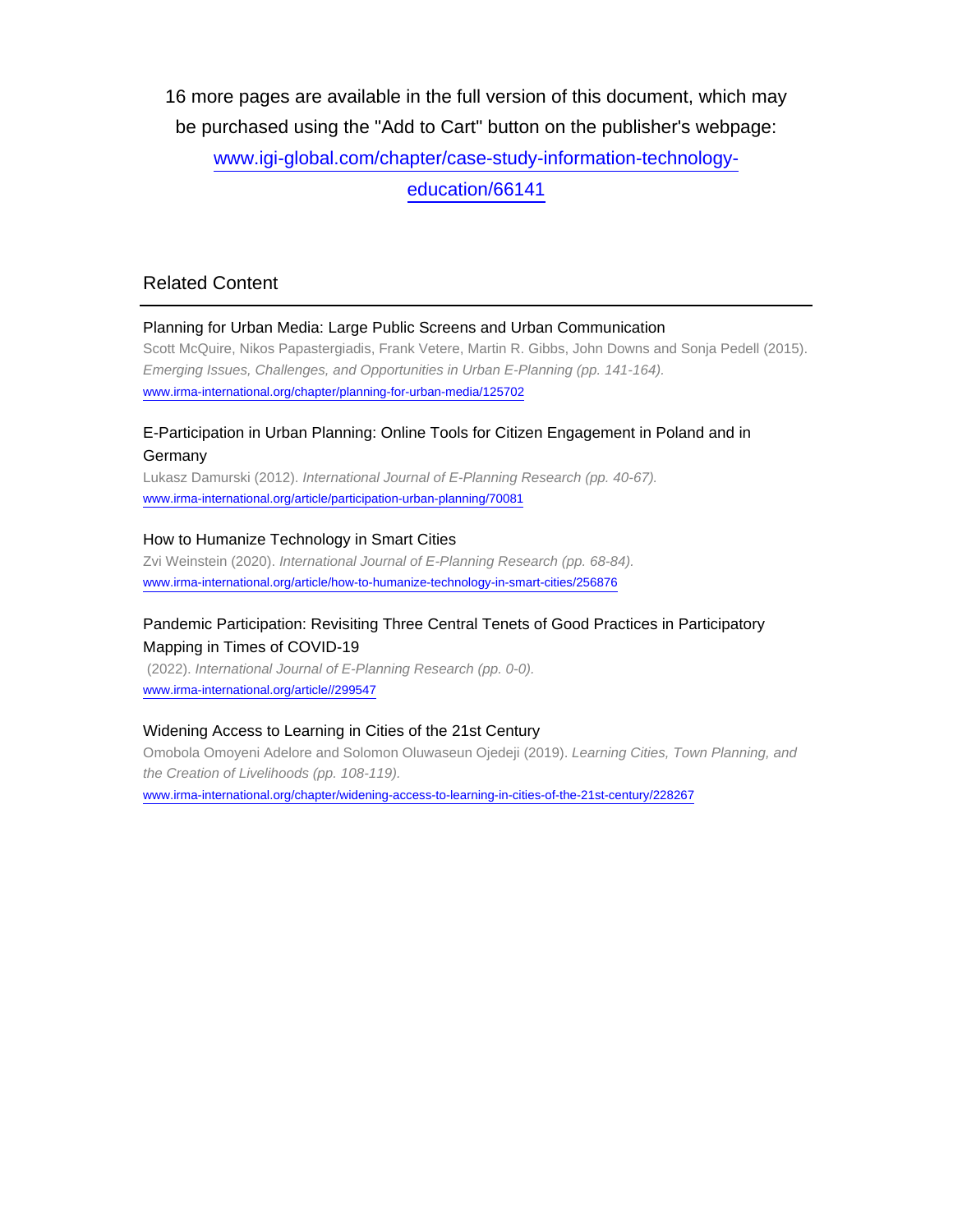16 more pages are available in the full version of this document, which may be purchased using the "Add to Cart" button on the publisher's webpage: [www.igi-global.com/chapter/case-study-information-technology-education/66141](www.igi-global.com/chapter/case-study-information-technology-education/66141)

## Related Content

Planning for Urban Media: Large Public Screens and Urban Communication
Scott McQuire, Nikos Papastergiadis, Frank Vetere, Martin R. Gibbs, John Downs and Sonja Pedell (2015). *Emerging Issues, Challenges, and Opportunities in Urban E-Planning (pp. 141-164).*
[www.irma-international.org/chapter/planning-for-urban-media/125702](www.irma-international.org/chapter/planning-for-urban-media/125702)

E-Participation in Urban Planning: Online Tools for Citizen Engagement in Poland and in Germany
Lukasz Damurski (2012). *International Journal of E-Planning Research (pp. 40-67).*
[www.irma-international.org/article/participation-urban-planning/70081](www.irma-international.org/article/participation-urban-planning/70081)

How to Humanize Technology in Smart Cities
Zvi Weinstein (2020). *International Journal of E-Planning Research (pp. 68-84).*
[www.irma-international.org/article/how-to-humanize-technology-in-smart-cities/256876](www.irma-international.org/article/how-to-humanize-technology-in-smart-cities/256876)

Pandemic Participation: Revisiting Three Central Tenets of Good Practices in Participatory Mapping in Times of COVID-19
(2022). *International Journal of E-Planning Research (pp. 0-0).*
[www.irma-international.org/article//299547](www.irma-international.org/article//299547)

Widening Access to Learning in Cities of the 21st Century
Omobola Omoyeni Adelore and Solomon Oluwaseun Ojedeji (2019). *Learning Cities, Town Planning, and the Creation of Livelihoods (pp. 108-119).*
[www.irma-international.org/chapter/widening-access-to-learning-in-cities-of-the-21st-century/228267](www.irma-international.org/chapter/widening-access-to-learning-in-cities-of-the-21st-century/228267)